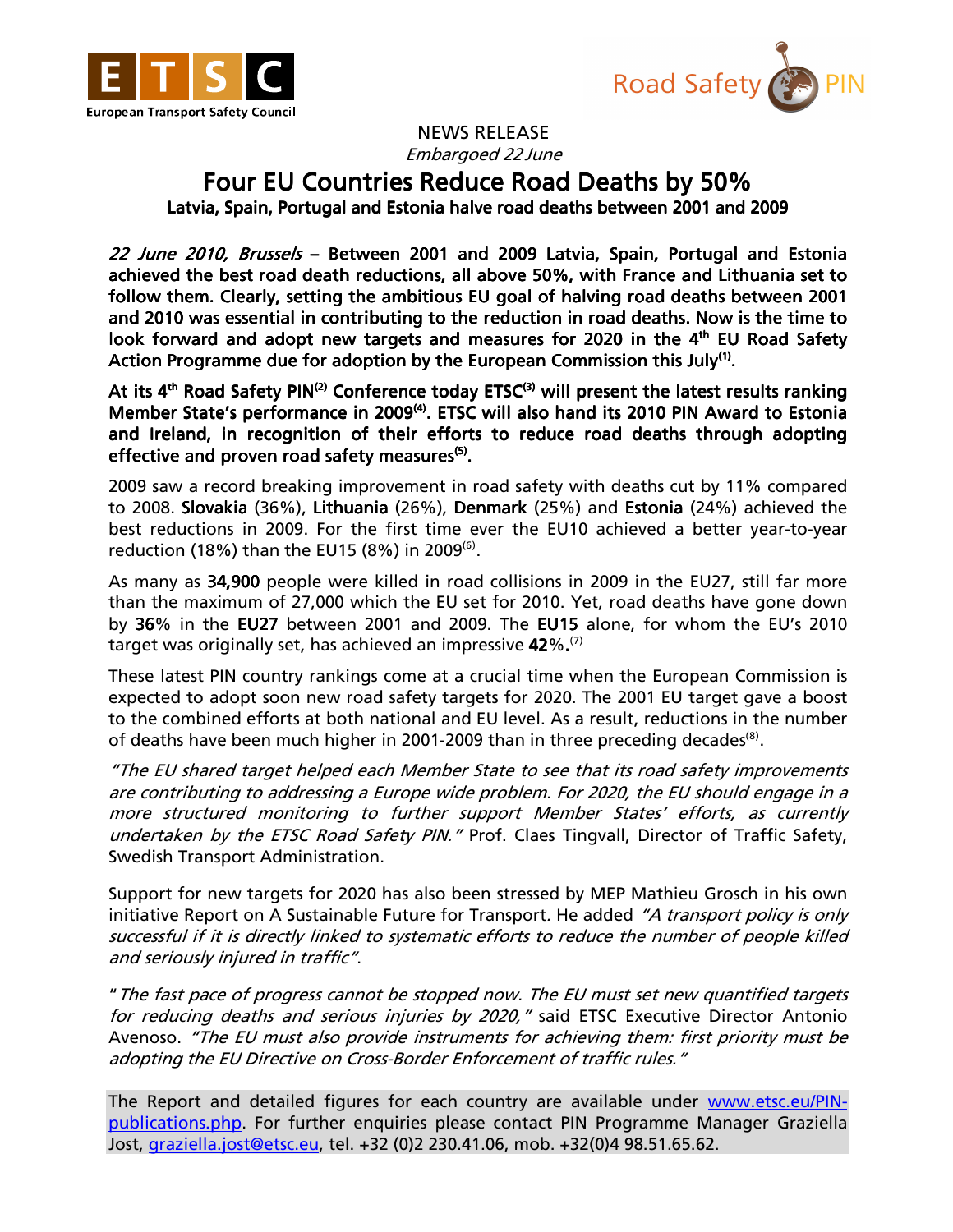NEWS RELEASE

*Embargoed 22 June*

# Four EU Countries Reduce Road Deaths by 50%

**Latvia, Spain, Portugal and Estonia halve road deaths between 2001 and 2009**

***22 June 2010, Brussels* – Between 2001 and 2009 Latvia, Spain, Portugal and Estonia achieved the best road death reductions, all above 50%, with France and Lithuania set to follow them. Clearly, setting the ambitious EU goal of halving road deaths between 2001 and 2010 was essential in contributing to the reduction in road deaths. Now is the time to look forward and adopt new targets and measures for 2020 in the 4th EU Road Safety Action Programme due for adoption by the European Commission this July(1).**

**At its 4th Road Safety PIN(2) Conference today ETSC(3) will present the latest results ranking Member State's performance in 2009(4). ETSC will also hand its 2010 PIN Award to Estonia and Ireland, in recognition of their efforts to reduce road deaths through adopting effective and proven road safety measures(5).**

2009 saw a record breaking improvement in road safety with deaths cut by 11% compared to 2008. **Slovakia** (36%), **Lithuania** (26%), **Denmark** (25%) and **Estonia** (24%) achieved the best reductions in 2009. For the first time ever the EU10 achieved a better year-to-year reduction (18%) than the EU15 (8%) in 2009(6).

As many as **34,900** people were killed in road collisions in 2009 in the EU27, still far more than the maximum of 27,000 which the EU set for 2010. Yet, road deaths have gone down by **36**% in the **EU27** between 2001 and 2009. The **EU15** alone, for whom the EU's 2010 target was originally set, has achieved an impressive **42%.**(7)

These latest PIN country rankings come at a crucial time when the European Commission is expected to adopt soon new road safety targets for 2020. The 2001 EU target gave a boost to the combined efforts at both national and EU level. As a result, reductions in the number of deaths have been much higher in 2001-2009 than in three preceding decades(8).

*"The EU shared target helped each Member State to see that its road safety improvements are contributing to addressing a Europe wide problem. For 2020, the EU should engage in a more structured monitoring to further support Member States' efforts, as currently undertaken by the ETSC Road Safety PIN."* Prof. Claes Tingvall, Director of Traffic Safety, Swedish Transport Administration.

Support for new targets for 2020 has also been stressed by MEP Mathieu Grosch in his own initiative Report on A Sustainable Future for Transport. He added *"A transport policy is only successful if it is directly linked to systematic efforts to reduce the number of people killed and seriously injured in traffic"*.

"*The fast pace of progress cannot be stopped now. The EU must set new quantified targets for reducing deaths and serious injuries by 2020,"* said ETSC Executive Director Antonio Avenoso. *"The EU must also provide instruments for achieving them: first priority must be adopting the EU Directive on Cross-Border Enforcement of traffic rules."*

The Report and detailed figures for each country are available under [www.etsc.eu/PIN-publications.php](www.etsc.eu/PIN-publications.php). For further enquiries please contact PIN Programme Manager Graziella Jost, [graziella.jost@etsc.eu](mailto:graziella.jost@etsc.eu), tel. +32 (0)2 230.41.06, mob. +32(0)4 98.51.65.62.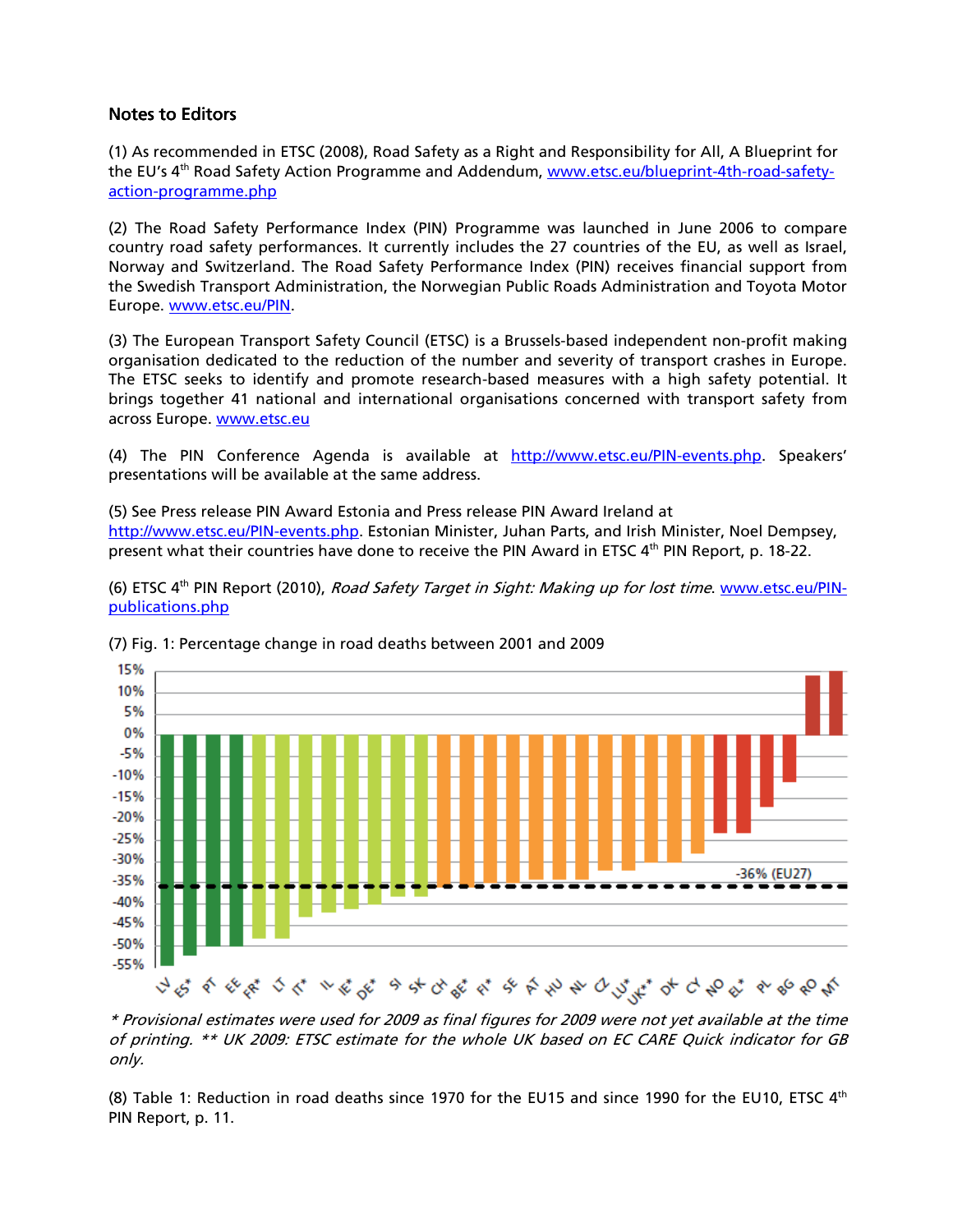## Notes to Editors

(1) As recommended in ETSC (2008), Road Safety as a Right and Responsibility for All, A Blueprint for the EU's 4th Road Safety Action Programme and Addendum, www.etsc.eu/blueprint-4th-road-safety-action-programme.php

(2) The Road Safety Performance Index (PIN) Programme was launched in June 2006 to compare country road safety performances. It currently includes the 27 countries of the EU, as well as Israel, Norway and Switzerland. The Road Safety Performance Index (PIN) receives financial support from the Swedish Transport Administration, the Norwegian Public Roads Administration and Toyota Motor Europe. www.etsc.eu/PIN.

(3) The European Transport Safety Council (ETSC) is a Brussels-based independent non-profit making organisation dedicated to the reduction of the number and severity of transport crashes in Europe. The ETSC seeks to identify and promote research-based measures with a high safety potential. It brings together 41 national and international organisations concerned with transport safety from across Europe. www.etsc.eu

(4) The PIN Conference Agenda is available at http://www.etsc.eu/PIN-events.php. Speakers' presentations will be available at the same address.

(5) See Press release PIN Award Estonia and Press release PIN Award Ireland at http://www.etsc.eu/PIN-events.php. Estonian Minister, Juhan Parts, and Irish Minister, Noel Dempsey, present what their countries have done to receive the PIN Award in ETSC 4th PIN Report, p. 18-22.

(6) ETSC 4th PIN Report (2010), *Road Safety Target in Sight: Making up for lost time.* www.etsc.eu/PIN-publications.php

(7) Fig. 1: Percentage change in road deaths between 2001 and 2009

15%
10%
5%
0%
-5%
-10%
-15%
-20%
-25%
-30%
-35%
-40%
-45%
-50%
-55%

-36% (EU27)

LV ES* PT EE FR* LT IT* IL IE* DE* SI SK CH BE* FI* SE AT HU NL CZ LU* UK** DK CY NO EL* PL BG RO MT

*\* Provisional estimates were used for 2009 as final figures for 2009 were not yet available at the time of printing. \*\* UK 2009: ETSC estimate for the whole UK based on EC CARE Quick indicator for GB only.*

(8) Table 1: Reduction in road deaths since 1970 for the EU15 and since 1990 for the EU10, ETSC 4th PIN Report, p. 11.